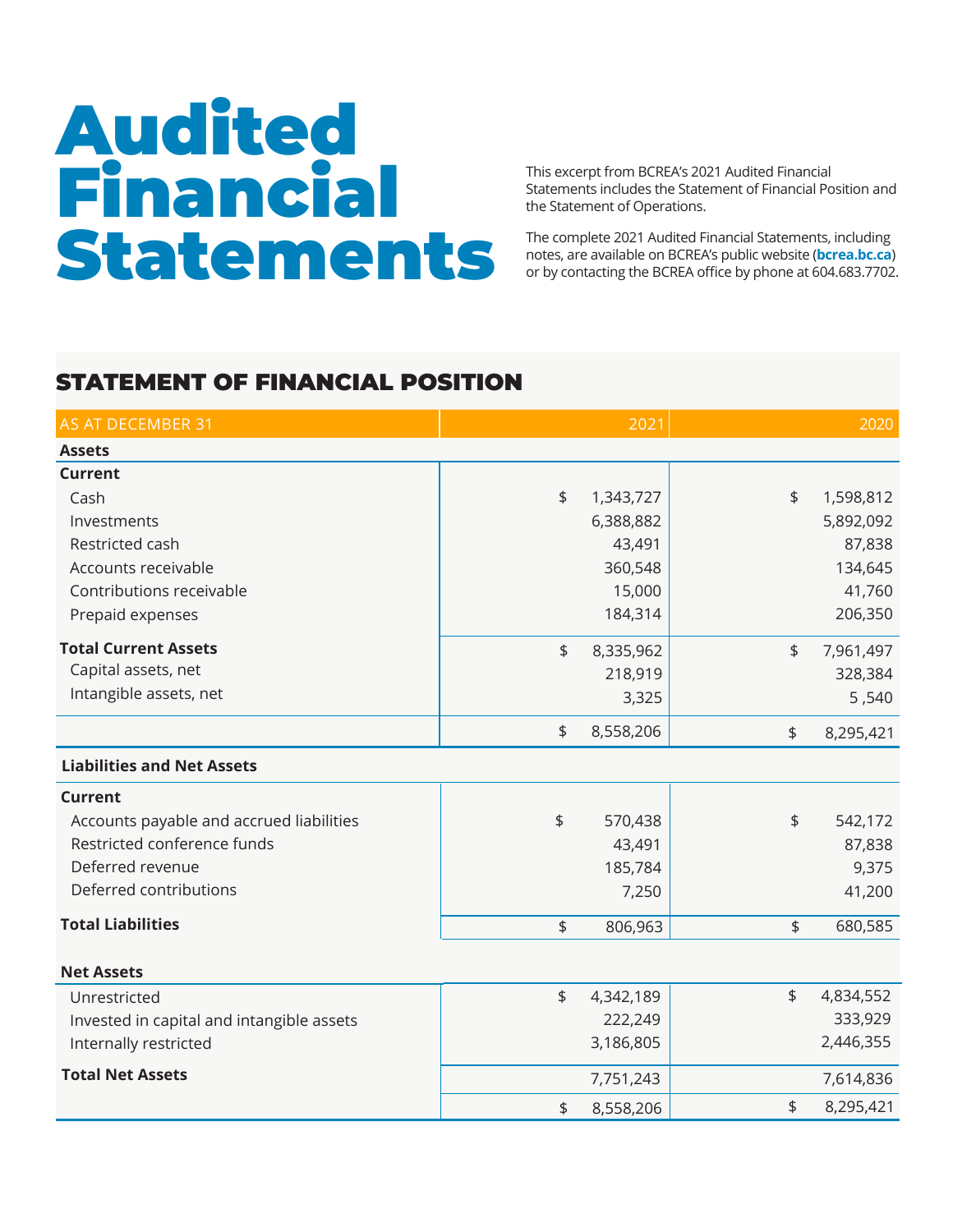# Audited Financial Statements

This excerpt from BCREA's 2021 Audited Financial Statements includes the Statement of Financial Position and the Statement of Operations.

The complete 2021 Audited Financial Statements, including notes, are available on BCREA's public website (**bcrea.bc.ca**) or by contacting the BCREA office by phone at 604.683.7702.

## STATEMENT OF FINANCIAL POSITION

| AS AT DECEMBER 31 | 2021 | 2020 |
|---|---|---|
| **Assets** | | |
| **Current** | | |
| Cash | $ 1,343,727 | $ 1,598,812 |
| Investments | 6,388,882 | 5,892,092 |
| Restricted cash | 43,491 | 87,838 |
| Accounts receivable | 360,548 | 134,645 |
| Contributions receivable | 15,000 | 41,760 |
| Prepaid expenses | 184,314 | 206,350 |
| **Total Current Assets** | $ 8,335,962 | $ 7,961,497 |
| Capital assets, net | 218,919 | 328,384 |
| Intangible assets, net | 3,325 | 5 ,540 |
| | $ 8,558,206 | $ 8,295,421 |
| **Liabilities and Net Assets** | | |
| **Current** | | |
| Accounts payable and accrued liabilities | $ 570,438 | $ 542,172 |
| Restricted conference funds | 43,491 | 87,838 |
| Deferred revenue | 185,784 | 9,375 |
| Deferred contributions | 7,250 | 41,200 |
| **Total Liabilities** | $ 806,963 | $ 680,585 |
| **Net Assets** | | |
| Unrestricted | $ 4,342,189 | $ 4,834,552 |
| Invested in capital and intangible assets | 222,249 | 333,929 |
| Internally restricted | 3,186,805 | 2,446,355 |
| **Total Net Assets** | 7,751,243 | 7,614,836 |
| | $ 8,558,206 | $ 8,295,421 |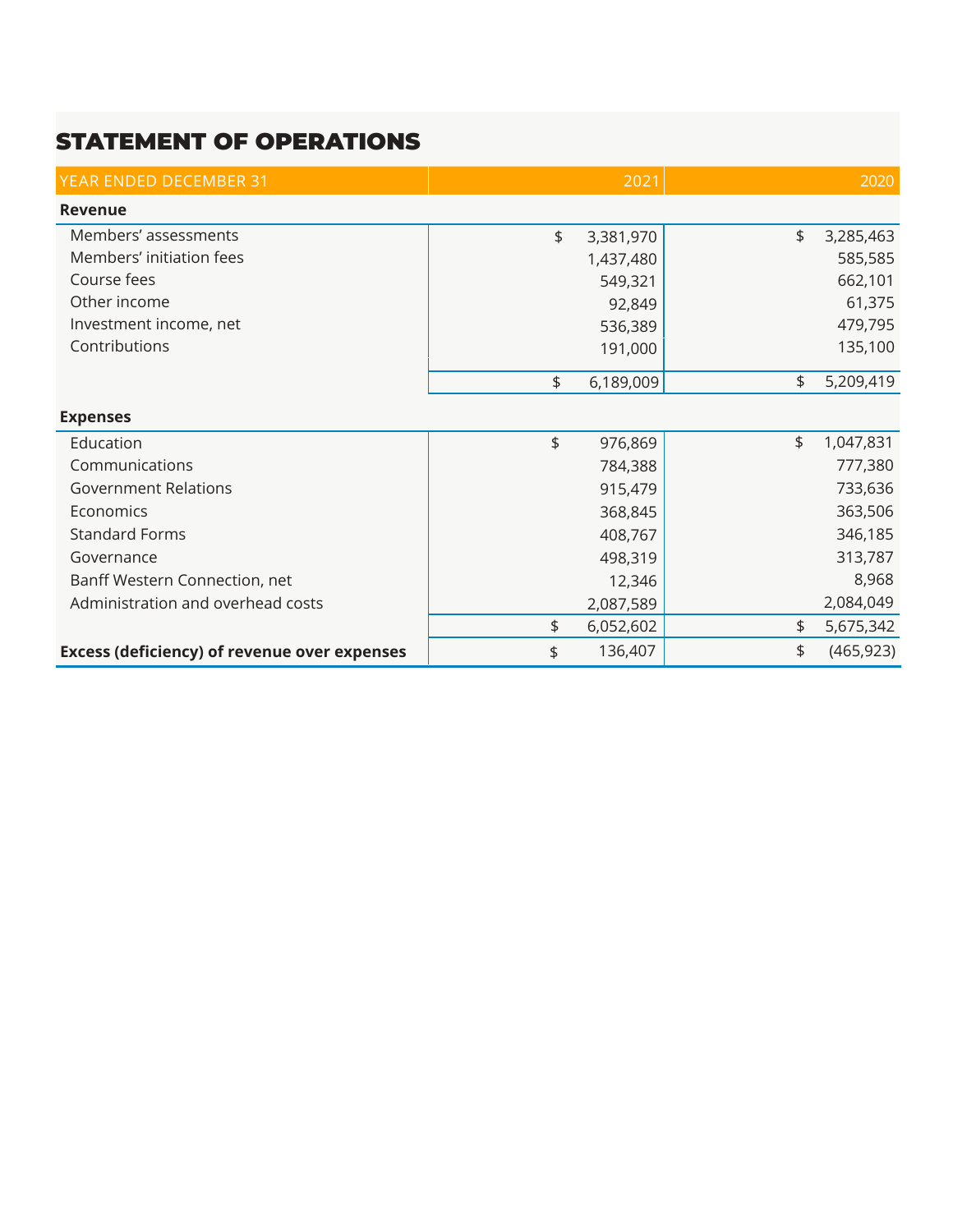## STATEMENT OF OPERATIONS

| YEAR ENDED DECEMBER 31 | 2021 | 2020 |
|---|---|---|
| **Revenue** | | |
| Members' assessments | $ 3,381,970 | $ 3,285,463 |
| Members' initiation fees | 1,437,480 | 585,585 |
| Course fees | 549,321 | 662,101 |
| Other income | 92,849 | 61,375 |
| Investment income, net | 536,389 | 479,795 |
| Contributions | 191,000 | 135,100 |
| | $ 6,189,009 | $ 5,209,419 |
| **Expenses** | | |
| Education | $ 976,869 | $ 1,047,831 |
| Communications | 784,388 | 777,380 |
| Government Relations | 915,479 | 733,636 |
| Economics | 368,845 | 363,506 |
| Standard Forms | 408,767 | 346,185 |
| Governance | 498,319 | 313,787 |
| Banff Western Connection, net | 12,346 | 8,968 |
| Administration and overhead costs | 2,087,589 | 2,084,049 |
| | $ 6,052,602 | $ 5,675,342 |
| **Excess (deficiency) of revenue over expenses** | $ 136,407 | $ (465,923) |